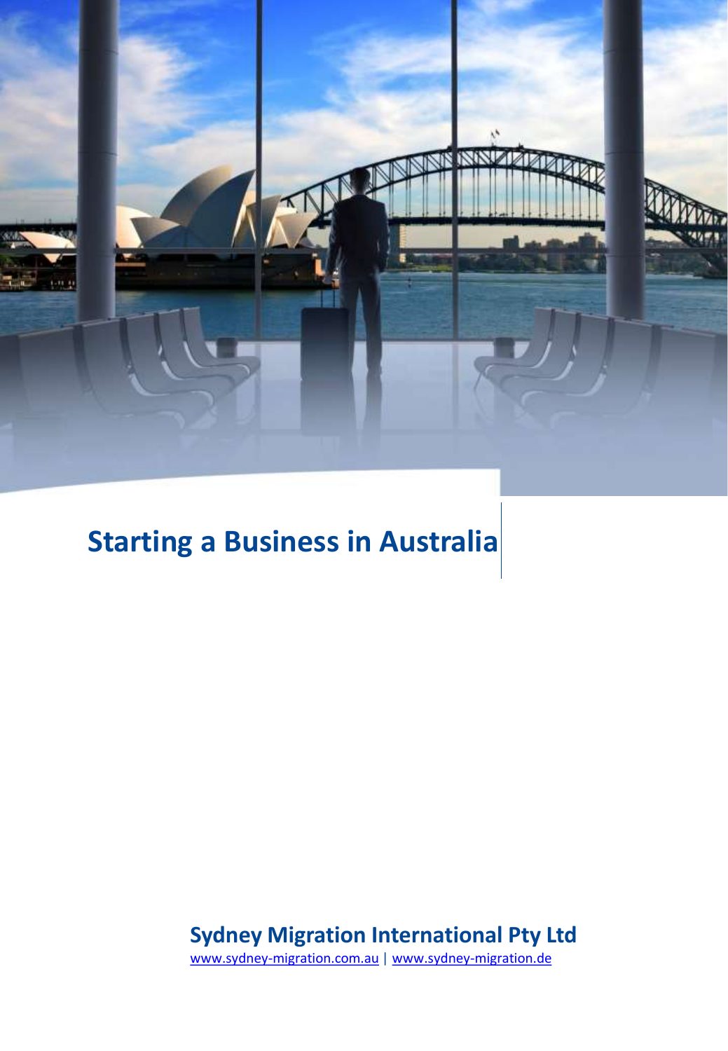# Starting a Business in Australia

**Sydney Migration International Pty Ltd**

www.sydney-migration.com.au | www.sydney-migration.de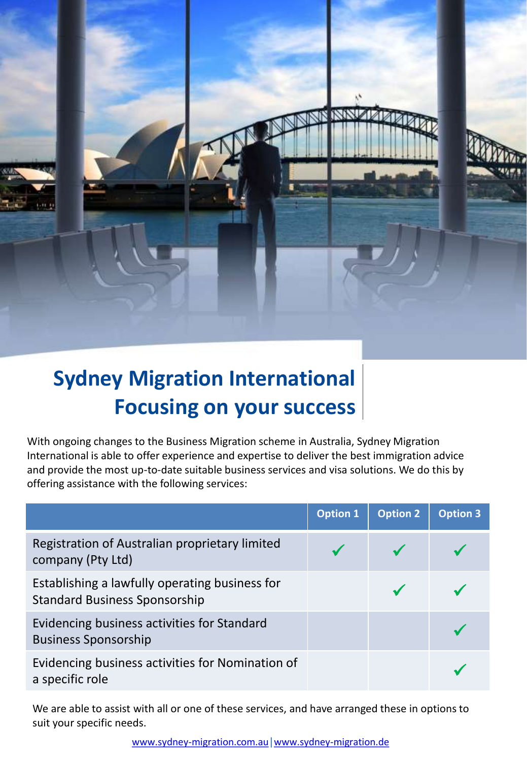# Sydney Migration International
## Focusing on your success

With ongoing changes to the Business Migration scheme in Australia, Sydney Migration International is able to offer experience and expertise to deliver the best immigration advice and provide the most up-to-date suitable business services and visa solutions. We do this by offering assistance with the following services:

| | Option 1 | Option 2 | Option 3 |
|---|---|---|---|
| Registration of Australian proprietary limited company (Pty Ltd) | ✓ | ✓ | ✓ |
| Establishing a lawfully operating business for Standard Business Sponsorship | | ✓ | ✓ |
| Evidencing business activities for Standard Business Sponsorship | | | ✓ |
| Evidencing business activities for Nomination of a specific role | | | ✓ |

We are able to assist with all or one of these services, and have arranged these in options to suit your specific needs.

www.sydney-migration.com.au | www.sydney-migration.de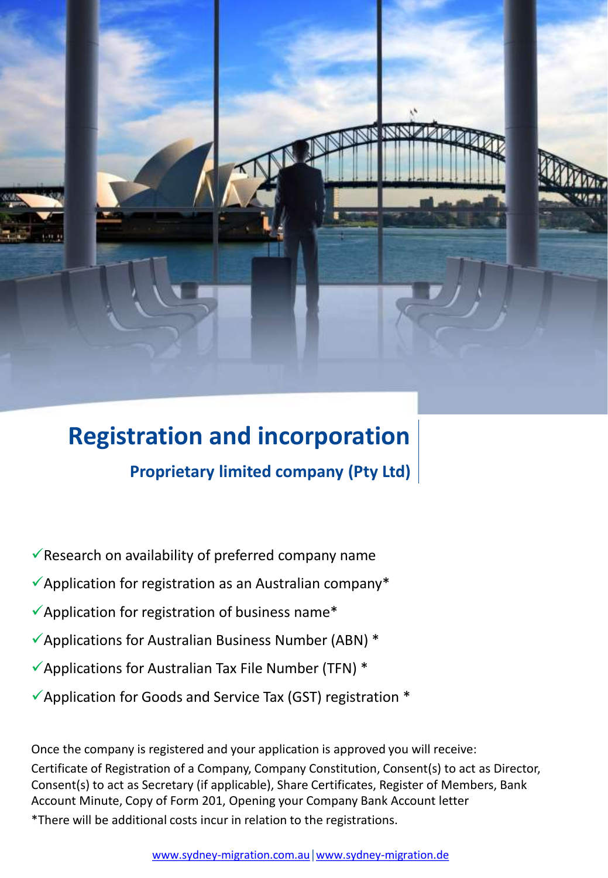# Registration and incorporation

## Proprietary limited company (Pty Ltd)

- ✓Research on availability of preferred company name
- ✓Application for registration as an Australian company*
- ✓Application for registration of business name*
- ✓Applications for Australian Business Number (ABN) *
- ✓Applications for Australian Tax File Number (TFN) *
- ✓Application for Goods and Service Tax (GST) registration *

Once the company is registered and your application is approved you will receive:
Certificate of Registration of a Company, Company Constitution, Consent(s) to act as Director, Consent(s) to act as Secretary (if applicable), Share Certificates, Register of Members, Bank Account Minute, Copy of Form 201, Opening your Company Bank Account letter

*There will be additional costs incur in relation to the registrations.

www.sydney-migration.com.au | www.sydney-migration.de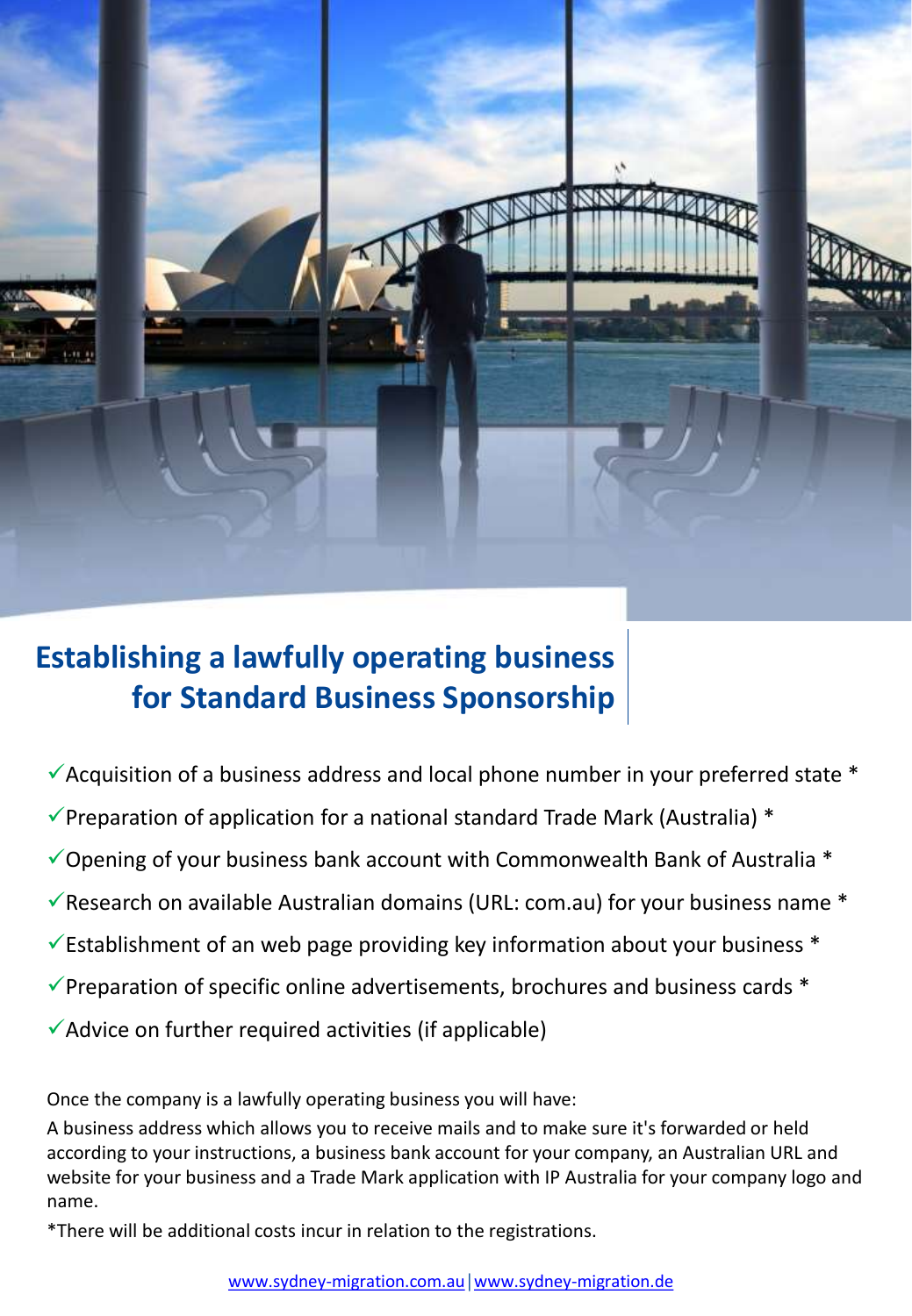# Establishing a lawfully operating business for Standard Business Sponsorship

- ✓Acquisition of a business address and local phone number in your preferred state *
- ✓Preparation of application for a national standard Trade Mark (Australia) *
- ✓Opening of your business bank account with Commonwealth Bank of Australia *
- ✓Research on available Australian domains (URL: com.au) for your business name *
- ✓Establishment of an web page providing key information about your business *
- ✓Preparation of specific online advertisements, brochures and business cards *
- ✓Advice on further required activities (if applicable)

Once the company is a lawfully operating business you will have:

A business address which allows you to receive mails and to make sure it's forwarded or held according to your instructions, a business bank account for your company, an Australian URL and website for your business and a Trade Mark application with IP Australia for your company logo and name.

*There will be additional costs incur in relation to the registrations.

www.sydney-migration.com.au | www.sydney-migration.de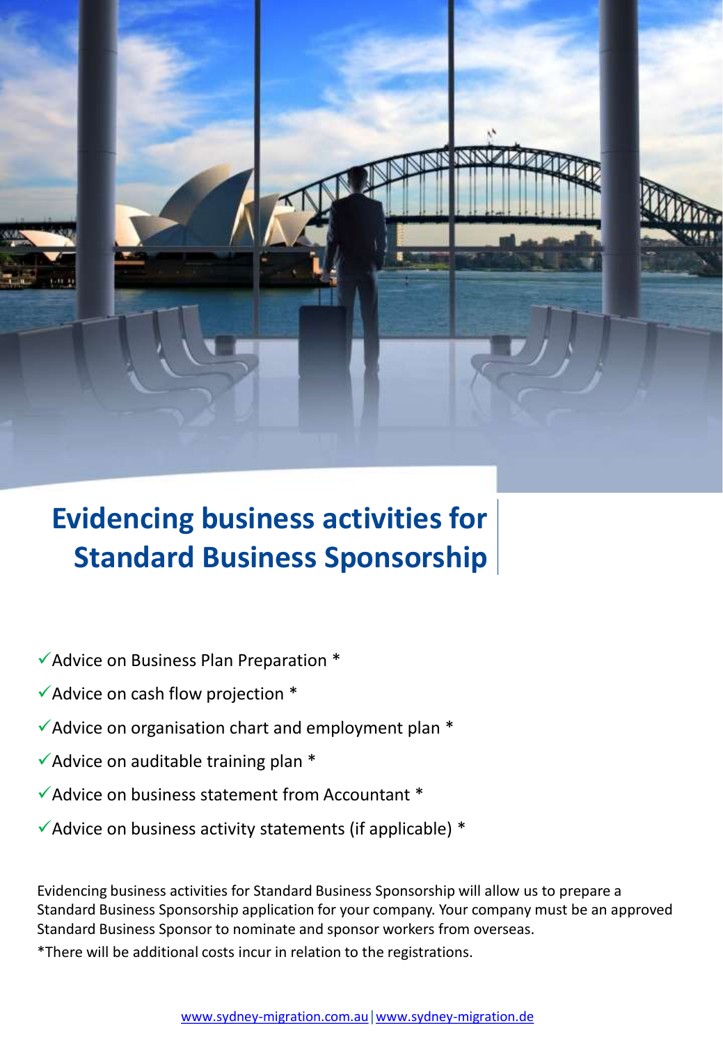# Evidencing business activities for Standard Business Sponsorship

- ✓Advice on Business Plan Preparation *
- ✓Advice on cash flow projection *
- ✓Advice on organisation chart and employment plan *
- ✓Advice on auditable training plan *
- ✓Advice on business statement from Accountant *
- ✓Advice on business activity statements (if applicable) *

Evidencing business activities for Standard Business Sponsorship will allow us to prepare a Standard Business Sponsorship application for your company. Your company must be an approved Standard Business Sponsor to nominate and sponsor workers from overseas.

*There will be additional costs incur in relation to the registrations.

www.sydney-migration.com.au | www.sydney-migration.de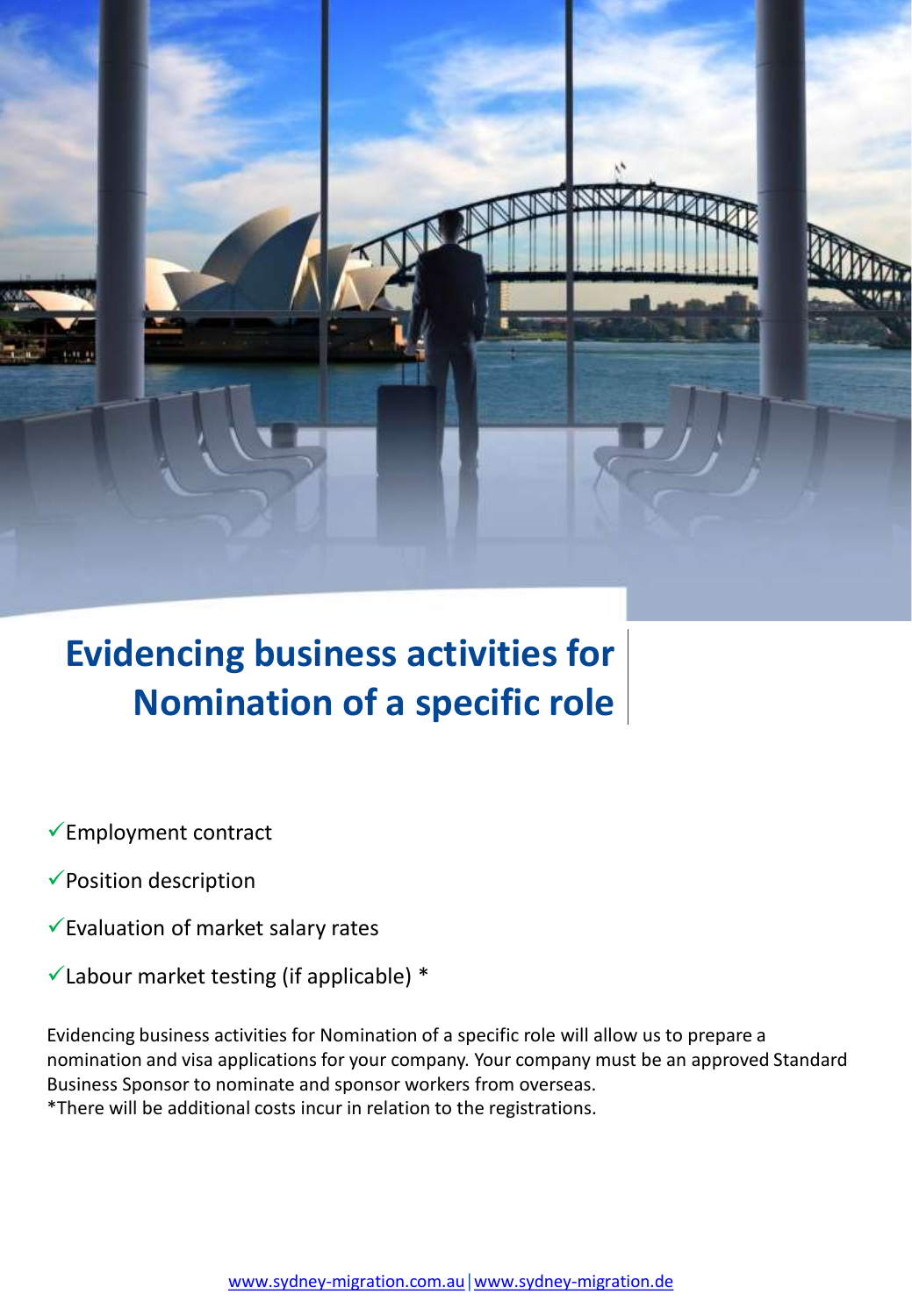# Evidencing business activities for Nomination of a specific role

- ✓Employment contract
- ✓Position description
- ✓Evaluation of market salary rates
- ✓Labour market testing (if applicable) *

Evidencing business activities for Nomination of a specific role will allow us to prepare a nomination and visa applications for your company. Your company must be an approved Standard Business Sponsor to nominate and sponsor workers from overseas.
*There will be additional costs incur in relation to the registrations.

www.sydney-migration.com.au | www.sydney-migration.de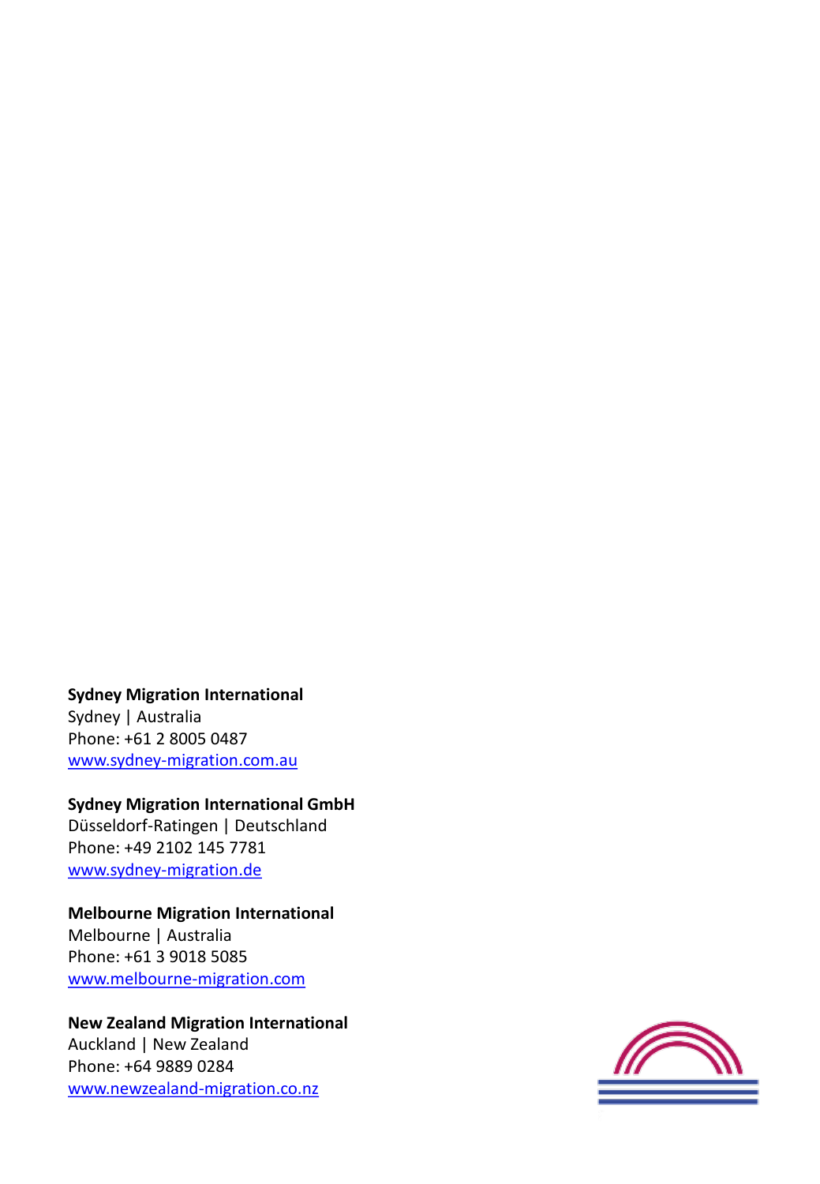**Sydney Migration International**
Sydney | Australia
Phone: +61 2 8005 0487
www.sydney-migration.com.au

**Sydney Migration International GmbH**
Düsseldorf-Ratingen | Deutschland
Phone: +49 2102 145 7781
www.sydney-migration.de

**Melbourne Migration International**
Melbourne | Australia
Phone: +61 3 9018 5085
www.melbourne-migration.com

**New Zealand Migration International**
Auckland | New Zealand
Phone: +64 9889 0284
www.newzealand-migration.co.nz